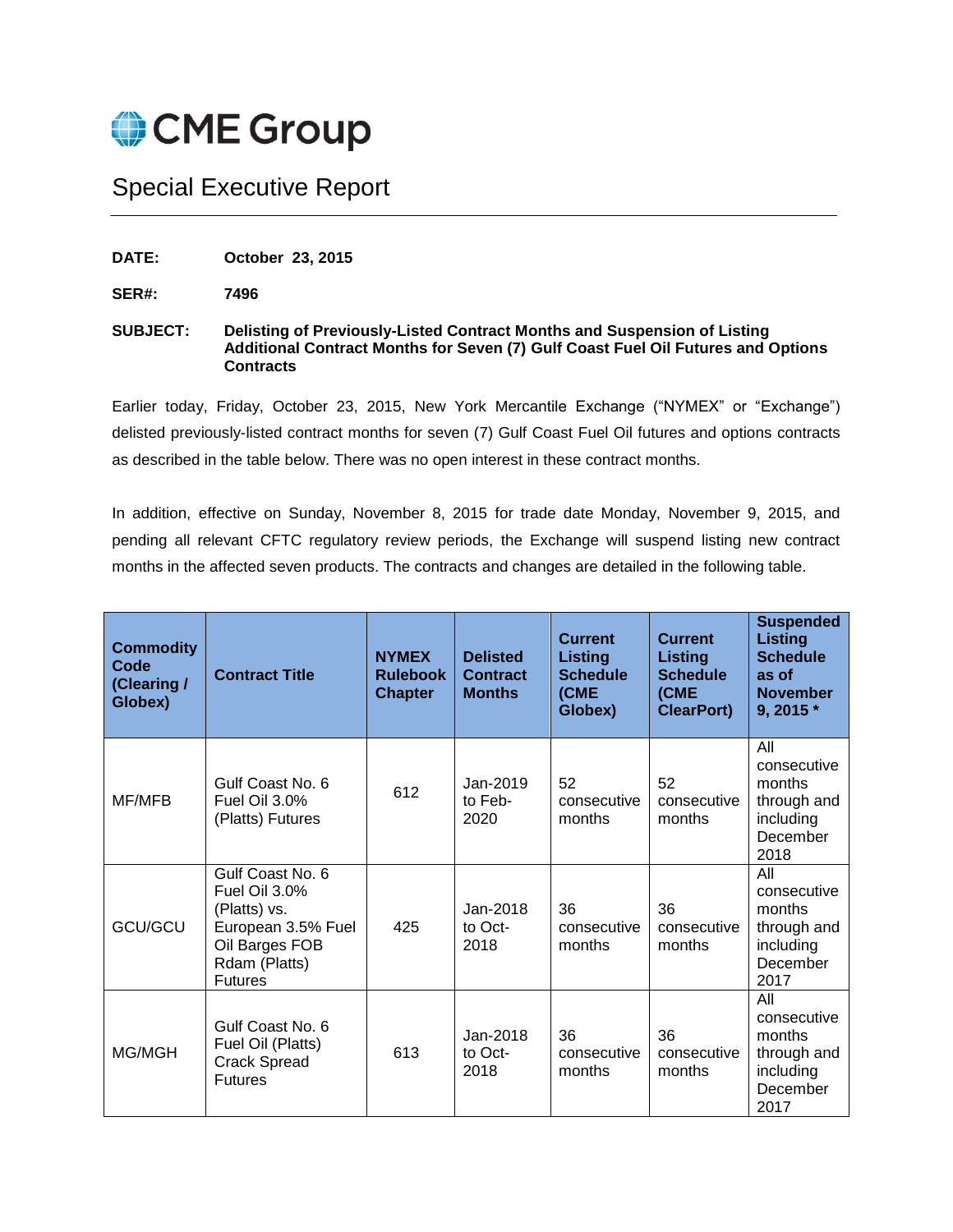CME Group

# Special Executive Report

**DATE:** October 23, 2015

**SER#:** 7496

**SUBJECT:** **Delisting of Previously-Listed Contract Months and Suspension of Listing Additional Contract Months for Seven (7) Gulf Coast Fuel Oil Futures and Options Contracts**

Earlier today, Friday, October 23, 2015, New York Mercantile Exchange ("NYMEX" or "Exchange") delisted previously-listed contract months for seven (7) Gulf Coast Fuel Oil futures and options contracts as described in the table below. There was no open interest in these contract months.

In addition, effective on Sunday, November 8, 2015 for trade date Monday, November 9, 2015, and pending all relevant CFTC regulatory review periods, the Exchange will suspend listing new contract months in the affected seven products. The contracts and changes are detailed in the following table.

| Commodity Code (Clearing / Globex) | Contract Title | NYMEX Rulebook Chapter | Delisted Contract Months | Current Listing Schedule (CME Globex) | Current Listing Schedule (CME ClearPort) | Suspended Listing Schedule as of November 9, 2015 * |
|---|---|---|---|---|---|---|
| MF/MFB | Gulf Coast No. 6 Fuel Oil 3.0% (Platts) Futures | 612 | Jan-2019 to Feb-2020 | 52 consecutive months | 52 consecutive months | All consecutive months through and including December 2018 |
| GCU/GCU | Gulf Coast No. 6 Fuel Oil 3.0% (Platts) vs. European 3.5% Fuel Oil Barges FOB Rdam (Platts) Futures | 425 | Jan-2018 to Oct-2018 | 36 consecutive months | 36 consecutive months | All consecutive months through and including December 2017 |
| MG/MGH | Gulf Coast No. 6 Fuel Oil (Platts) Crack Spread Futures | 613 | Jan-2018 to Oct-2018 | 36 consecutive months | 36 consecutive months | All consecutive months through and including December 2017 |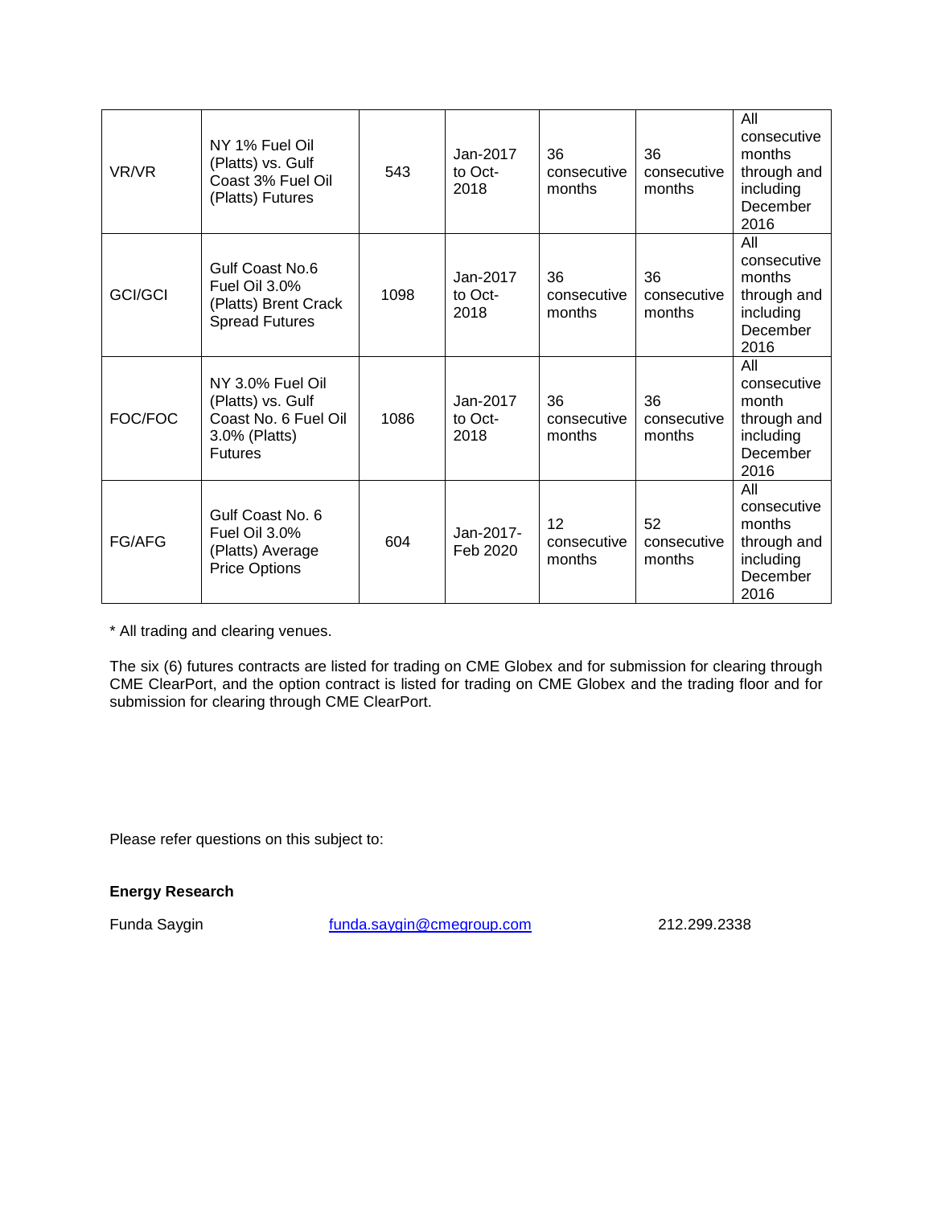| | | | | | | |
|---|---|---|---|---|---|---|
| VR/VR | NY 1% Fuel Oil (Platts) vs. Gulf Coast 3% Fuel Oil (Platts) Futures | 543 | Jan-2017 to Oct-2018 | 36 consecutive months | 36 consecutive months | All consecutive months through and including December 2016 |
| GCI/GCI | Gulf Coast No.6 Fuel Oil 3.0% (Platts) Brent Crack Spread Futures | 1098 | Jan-2017 to Oct-2018 | 36 consecutive months | 36 consecutive months | All consecutive months through and including December 2016 |
| FOC/FOC | NY 3.0% Fuel Oil (Platts) vs. Gulf Coast No. 6 Fuel Oil 3.0% (Platts) Futures | 1086 | Jan-2017 to Oct-2018 | 36 consecutive months | 36 consecutive months | All consecutive month through and including December 2016 |
| FG/AFG | Gulf Coast No. 6 Fuel Oil 3.0% (Platts) Average Price Options | 604 | Jan-2017-Feb 2020 | 12 consecutive months | 52 consecutive months | All consecutive months through and including December 2016 |

* All trading and clearing venues.

The six (6) futures contracts are listed for trading on CME Globex and for submission for clearing through CME ClearPort, and the option contract is listed for trading on CME Globex and the trading floor and for submission for clearing through CME ClearPort.

Please refer questions on this subject to:

**Energy Research**

Funda Saygin funda.saygin@cmegroup.com 212.299.2338